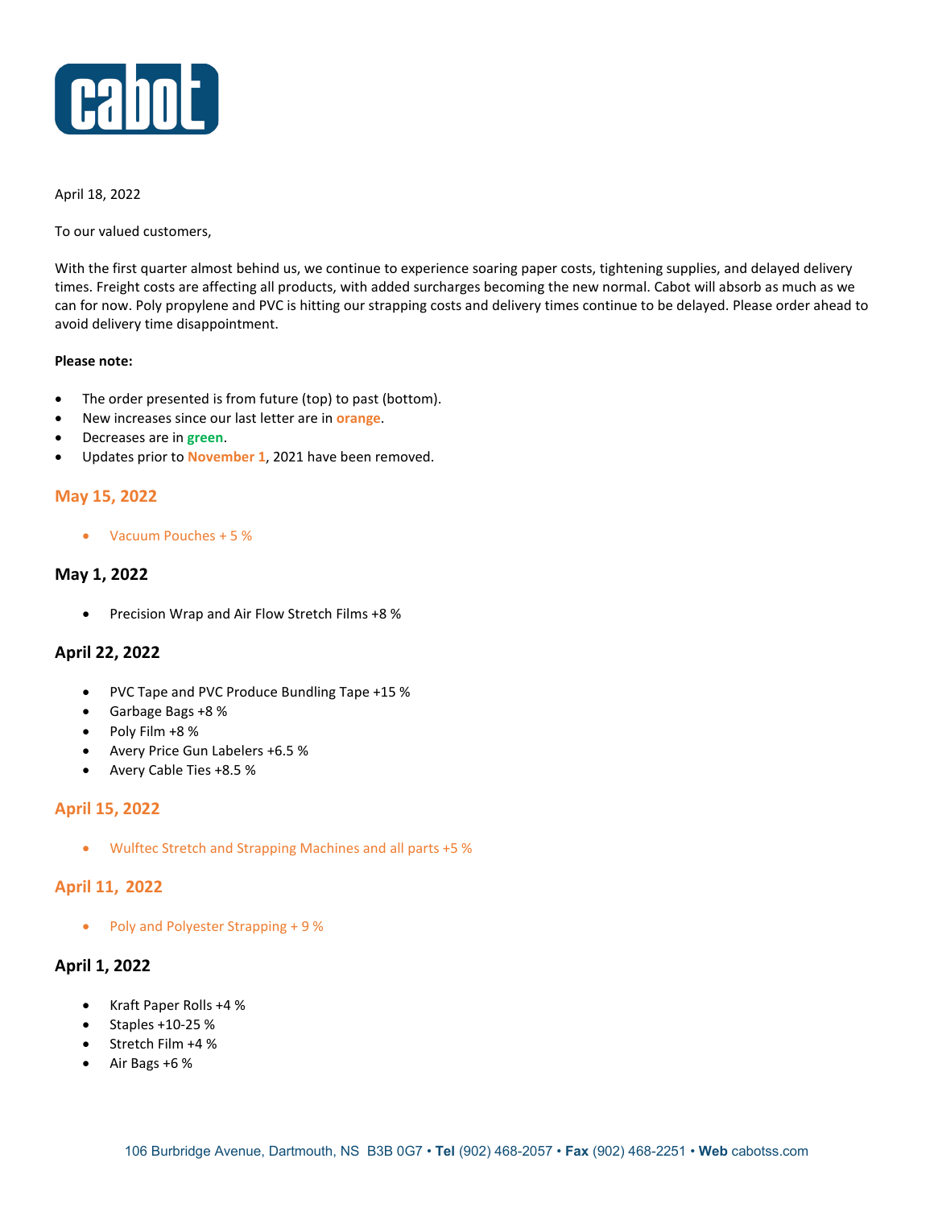April 18, 2022

To our valued customers,

With the first quarter almost behind us, we continue to experience soaring paper costs, tightening supplies, and delayed delivery times. Freight costs are affecting all products, with added surcharges becoming the new normal. Cabot will absorb as much as we can for now. Poly propylene and PVC is hitting our strapping costs and delivery times continue to be delayed. Please order ahead to avoid delivery time disappointment.

**Please note:**

- The order presented is from future (top) to past (bottom).
- New increases since our last letter are in **orange**.
- Decreases are in **green**.
- Updates prior to **November 1**, 2021 have been removed.

### May 15, 2022

- Vacuum Pouches + 5 %

### May 1, 2022

- Precision Wrap and Air Flow Stretch Films +8 %

### April 22, 2022

- PVC Tape and PVC Produce Bundling Tape +15 %
- Garbage Bags +8 %
- Poly Film +8 %
- Avery Price Gun Labelers +6.5 %
- Avery Cable Ties +8.5 %

### April 15, 2022

- Wulftec Stretch and Strapping Machines and all parts +5 %

### April 11, 2022

- Poly and Polyester Strapping + 9 %

### April 1, 2022

- Kraft Paper Rolls +4 %
- Staples +10-25 %
- Stretch Film +4 %
- Air Bags +6 %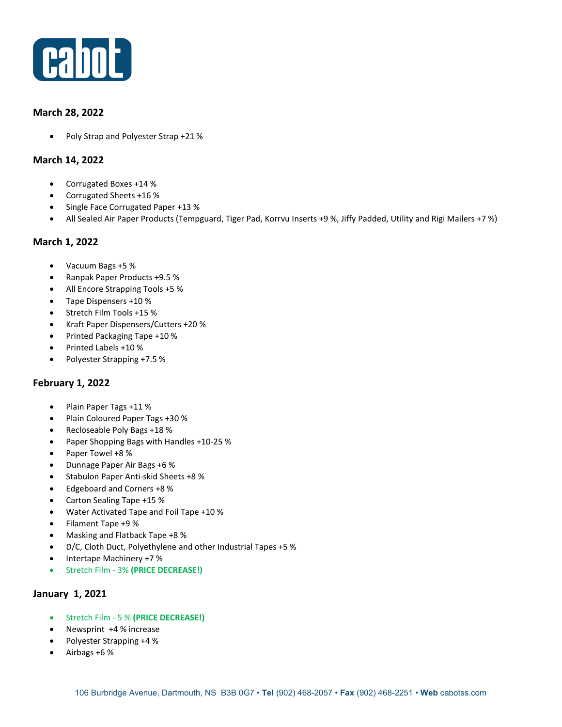### March 28, 2022

- Poly Strap and Polyester Strap +21 %

### March 14, 2022

- Corrugated Boxes +14 %
- Corrugated Sheets +16 %
- Single Face Corrugated Paper +13 %
- All Sealed Air Paper Products (Tempguard, Tiger Pad, Korrvu Inserts +9 %, Jiffy Padded, Utility and Rigi Mailers +7 %)

### March 1, 2022

- Vacuum Bags +5 %
- Ranpak Paper Products +9.5 %
- All Encore Strapping Tools +5 %
- Tape Dispensers +10 %
- Stretch Film Tools +15 %
- Kraft Paper Dispensers/Cutters +20 %
- Printed Packaging Tape +10 %
- Printed Labels +10 %
- Polyester Strapping +7.5 %

### February 1, 2022

- Plain Paper Tags +11 %
- Plain Coloured Paper Tags +30 %
- Recloseable Poly Bags +18 %
- Paper Shopping Bags with Handles +10-25 %
- Paper Towel +8 %
- Dunnage Paper Air Bags +6 %
- Stabulon Paper Anti-skid Sheets +8 %
- Edgeboard and Corners +8 %
- Carton Sealing Tape +15 %
- Water Activated Tape and Foil Tape +10 %
- Filament Tape +9 %
- Masking and Flatback Tape +8 %
- D/C, Cloth Duct, Polyethylene and other Industrial Tapes +5 %
- Intertape Machinery +7 %
- Stretch Film - 3% **(PRICE DECREASE!)**

### January 1, 2021

- Stretch Film - 5 % **(PRICE DECREASE!)**
- Newsprint +4 % increase
- Polyester Strapping +4 %
- Airbags +6 %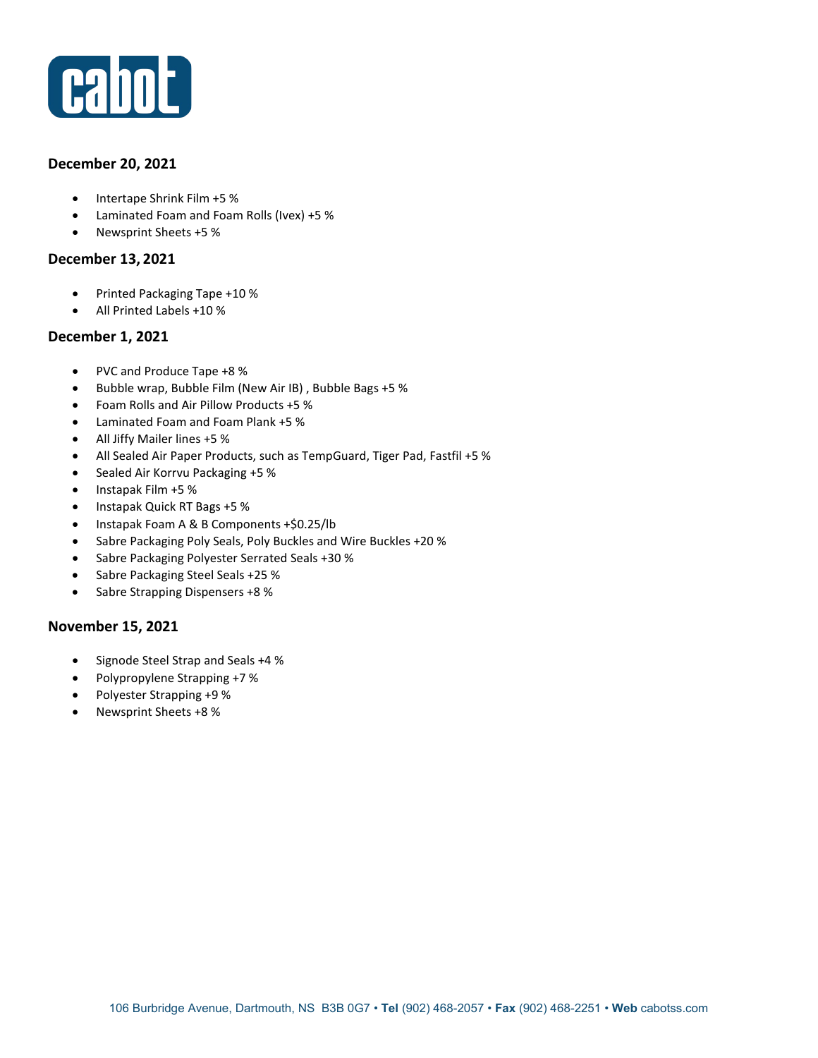cabot

### December 20, 2021

- Intertape Shrink Film +5 %
- Laminated Foam and Foam Rolls (Ivex) +5 %
- Newsprint Sheets +5 %

### December 13, 2021

- Printed Packaging Tape +10 %
- All Printed Labels +10 %

### December 1, 2021

- PVC and Produce Tape +8 %
- Bubble wrap, Bubble Film (New Air IB) , Bubble Bags +5 %
- Foam Rolls and Air Pillow Products +5 %
- Laminated Foam and Foam Plank +5 %
- All Jiffy Mailer lines +5 %
- All Sealed Air Paper Products, such as TempGuard, Tiger Pad, Fastfil +5 %
- Sealed Air Korrvu Packaging +5 %
- Instapak Film +5 %
- Instapak Quick RT Bags +5 %
- Instapak Foam A & B Components +$0.25/lb
- Sabre Packaging Poly Seals, Poly Buckles and Wire Buckles +20 %
- Sabre Packaging Polyester Serrated Seals +30 %
- Sabre Packaging Steel Seals +25 %
- Sabre Strapping Dispensers +8 %

### November 15, 2021

- Signode Steel Strap and Seals +4 %
- Polypropylene Strapping +7 %
- Polyester Strapping +9 %
- Newsprint Sheets +8 %

106 Burbridge Avenue, Dartmouth, NS B3B 0G7 • **Tel** (902) 468-2057 • **Fax** (902) 468-2251 • **Web** cabotss.com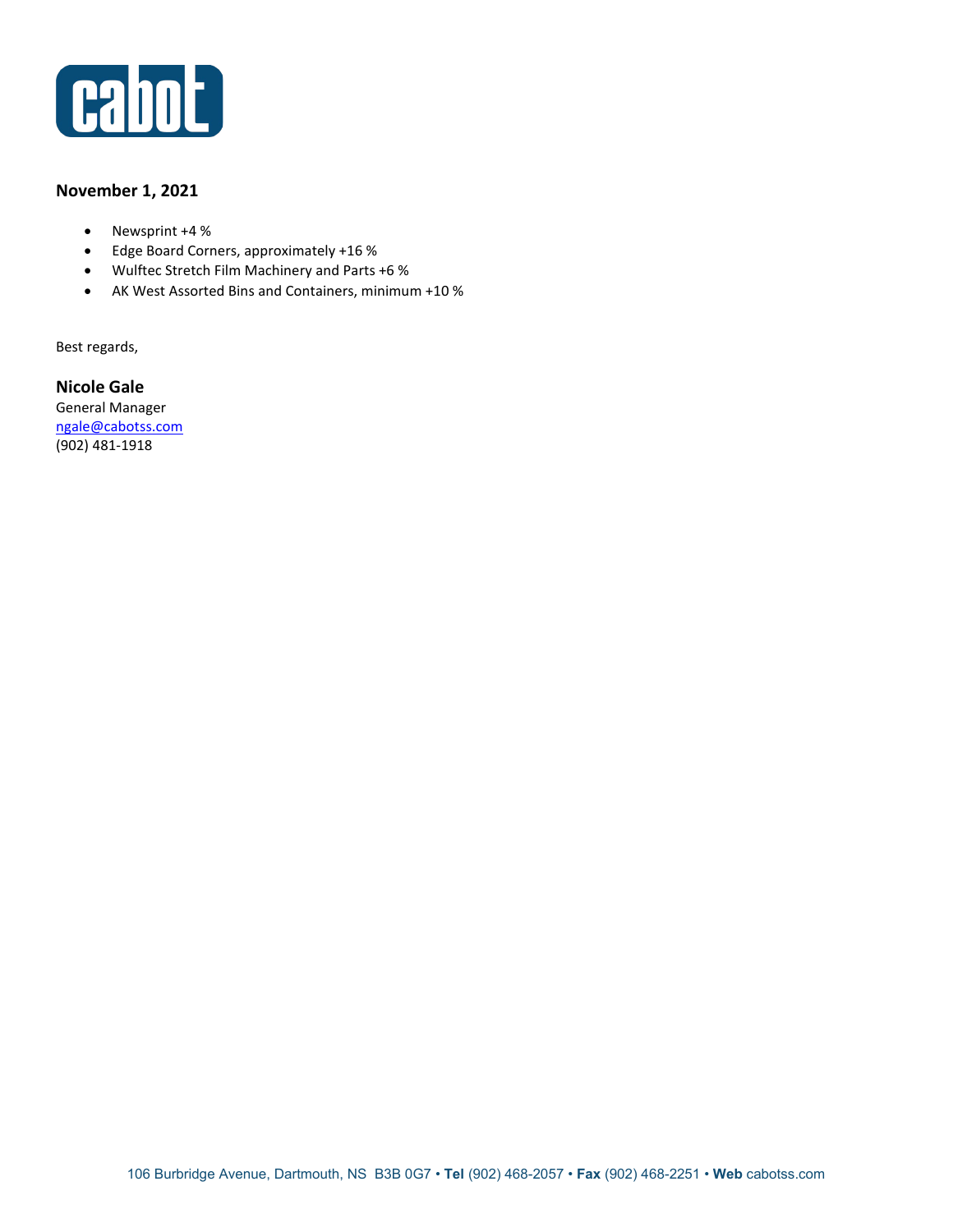**November 1, 2021**

- Newsprint +4 %
- Edge Board Corners, approximately +16 %
- Wulftec Stretch Film Machinery and Parts +6 %
- AK West Assorted Bins and Containers, minimum +10 %

Best regards,

**Nicole Gale**
General Manager
ngale@cabotss.com
(902) 481-1918

106 Burbridge Avenue, Dartmouth, NS B3B 0G7 • **Tel** (902) 468-2057 • **Fax** (902) 468-2251 • **Web** cabotss.com